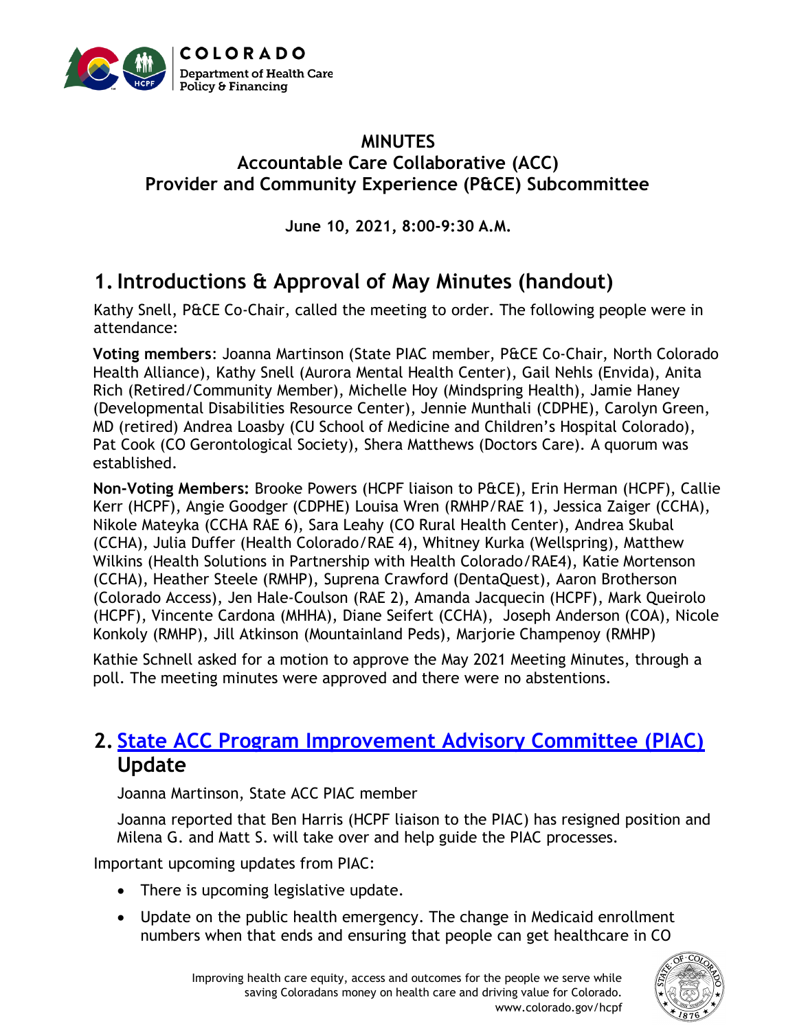# MINUTES

## Accountable Care Collaborative (ACC)
## Provider and Community Experience (P&CE) Subcommittee

**June 10, 2021, 8:00-9:30 A.M.**

## 1. Introductions & Approval of May Minutes (handout)

Kathy Snell, P&CE Co-Chair, called the meeting to order. The following people were in attendance:

**Voting members**: Joanna Martinson (State PIAC member, P&CE Co-Chair, North Colorado Health Alliance), Kathy Snell (Aurora Mental Health Center), Gail Nehls (Envida), Anita Rich (Retired/Community Member), Michelle Hoy (Mindspring Health), Jamie Haney (Developmental Disabilities Resource Center), Jennie Munthali (CDPHE), Carolyn Green, MD (retired) Andrea Loasby (CU School of Medicine and Children's Hospital Colorado), Pat Cook (CO Gerontological Society), Shera Matthews (Doctors Care). A quorum was established.

**Non-Voting Members:** Brooke Powers (HCPF liaison to P&CE), Erin Herman (HCPF), Callie Kerr (HCPF), Angie Goodger (CDPHE) Louisa Wren (RMHP/RAE 1), Jessica Zaiger (CCHA), Nikole Mateyka (CCHA RAE 6), Sara Leahy (CO Rural Health Center), Andrea Skubal (CCHA), Julia Duffer (Health Colorado/RAE 4), Whitney Kurka (Wellspring), Matthew Wilkins (Health Solutions in Partnership with Health Colorado/RAE4), Katie Mortenson (CCHA), Heather Steele (RMHP), Suprena Crawford (DentaQuest), Aaron Brotherson (Colorado Access), Jen Hale-Coulson (RAE 2), Amanda Jacquecin (HCPF), Mark Queirolo (HCPF), Vincente Cardona (MHHA), Diane Seifert (CCHA), Joseph Anderson (COA), Nicole Konkoly (RMHP), Jill Atkinson (Mountainland Peds), Marjorie Champenoy (RMHP)

Kathie Schnell asked for a motion to approve the May 2021 Meeting Minutes, through a poll. The meeting minutes were approved and there were no abstentions.

## 2. State ACC Program Improvement Advisory Committee (PIAC) Update

Joanna Martinson, State ACC PIAC member

Joanna reported that Ben Harris (HCPF liaison to the PIAC) has resigned position and Milena G. and Matt S. will take over and help guide the PIAC processes.

Important upcoming updates from PIAC:

- There is upcoming legislative update.
- Update on the public health emergency. The change in Medicaid enrollment numbers when that ends and ensuring that people can get healthcare in CO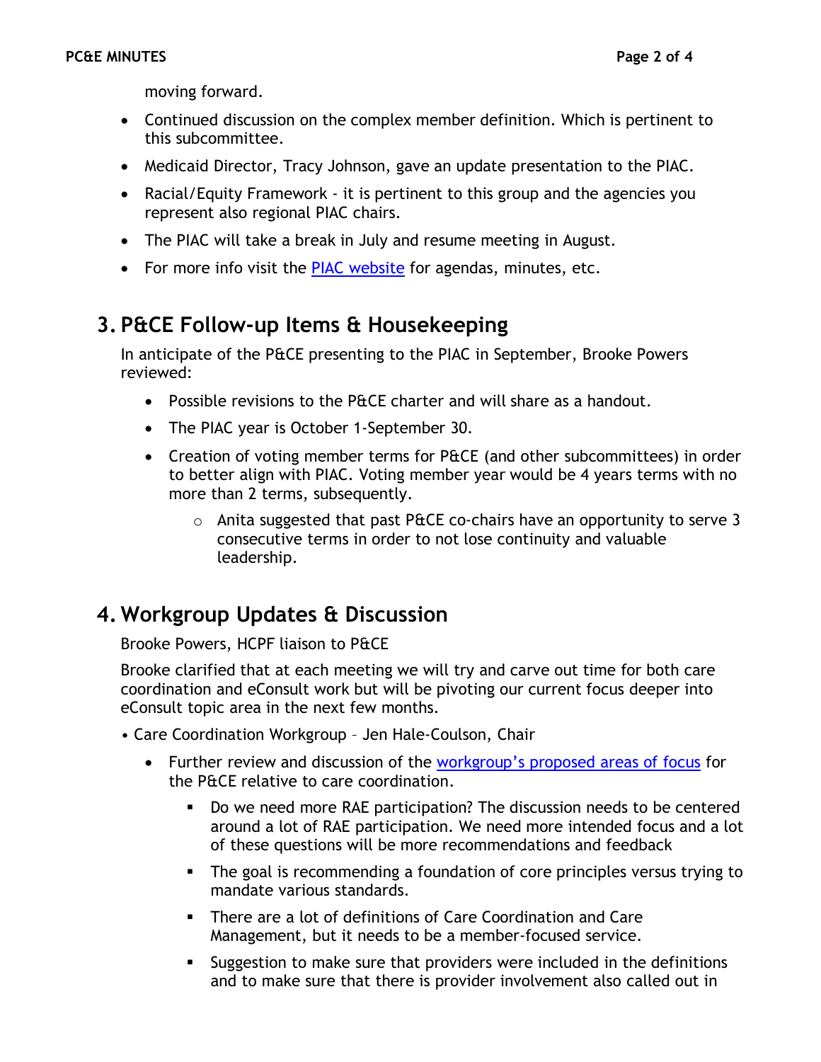moving forward.

- Continued discussion on the complex member definition. Which is pertinent to this subcommittee.
- Medicaid Director, Tracy Johnson, gave an update presentation to the PIAC.
- Racial/Equity Framework - it is pertinent to this group and the agencies you represent also regional PIAC chairs.
- The PIAC will take a break in July and resume meeting in August.
- For more info visit the [PIAC website](#) for agendas, minutes, etc.

## 3. P&CE Follow-up Items & Housekeeping

In anticipate of the P&CE presenting to the PIAC in September, Brooke Powers reviewed:

- Possible revisions to the P&CE charter and will share as a handout.
- The PIAC year is October 1-September 30.
- Creation of voting member terms for P&CE (and other subcommittees) in order to better align with PIAC. Voting member year would be 4 years terms with no more than 2 terms, subsequently.
    - Anita suggested that past P&CE co-chairs have an opportunity to serve 3 consecutive terms in order to not lose continuity and valuable leadership.

## 4. Workgroup Updates & Discussion

Brooke Powers, HCPF liaison to P&CE

Brooke clarified that at each meeting we will try and carve out time for both care coordination and eConsult work but will be pivoting our current focus deeper into eConsult topic area in the next few months.

- Care Coordination Workgroup – Jen Hale-Coulson, Chair
    - Further review and discussion of the [workgroup's proposed areas of focus](#) for the P&CE relative to care coordination.
        - Do we need more RAE participation? The discussion needs to be centered around a lot of RAE participation. We need more intended focus and a lot of these questions will be more recommendations and feedback
        - The goal is recommending a foundation of core principles versus trying to mandate various standards.
        - There are a lot of definitions of Care Coordination and Care Management, but it needs to be a member-focused service.
        - Suggestion to make sure that providers were included in the definitions and to make sure that there is provider involvement also called out in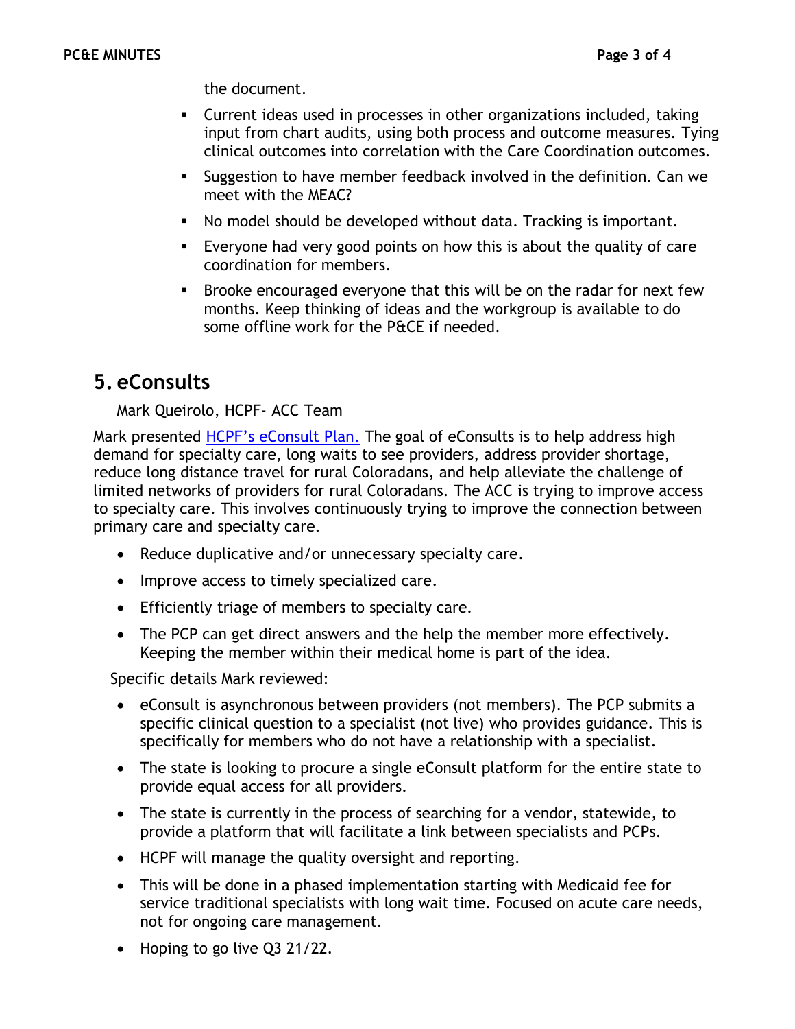the document.

- Current ideas used in processes in other organizations included, taking input from chart audits, using both process and outcome measures. Tying clinical outcomes into correlation with the Care Coordination outcomes.
- Suggestion to have member feedback involved in the definition. Can we meet with the MEAC?
- No model should be developed without data. Tracking is important.
- Everyone had very good points on how this is about the quality of care coordination for members.
- Brooke encouraged everyone that this will be on the radar for next few months. Keep thinking of ideas and the workgroup is available to do some offline work for the P&CE if needed.

## 5. eConsults

Mark Queirolo, HCPF- ACC Team

Mark presented HCPF's eConsult Plan. The goal of eConsults is to help address high demand for specialty care, long waits to see providers, address provider shortage, reduce long distance travel for rural Coloradans, and help alleviate the challenge of limited networks of providers for rural Coloradans. The ACC is trying to improve access to specialty care. This involves continuously trying to improve the connection between primary care and specialty care.

- Reduce duplicative and/or unnecessary specialty care.
- Improve access to timely specialized care.
- Efficiently triage of members to specialty care.
- The PCP can get direct answers and the help the member more effectively. Keeping the member within their medical home is part of the idea.

Specific details Mark reviewed:

- eConsult is asynchronous between providers (not members). The PCP submits a specific clinical question to a specialist (not live) who provides guidance. This is specifically for members who do not have a relationship with a specialist.
- The state is looking to procure a single eConsult platform for the entire state to provide equal access for all providers.
- The state is currently in the process of searching for a vendor, statewide, to provide a platform that will facilitate a link between specialists and PCPs.
- HCPF will manage the quality oversight and reporting.
- This will be done in a phased implementation starting with Medicaid fee for service traditional specialists with long wait time. Focused on acute care needs, not for ongoing care management.
- Hoping to go live Q3 21/22.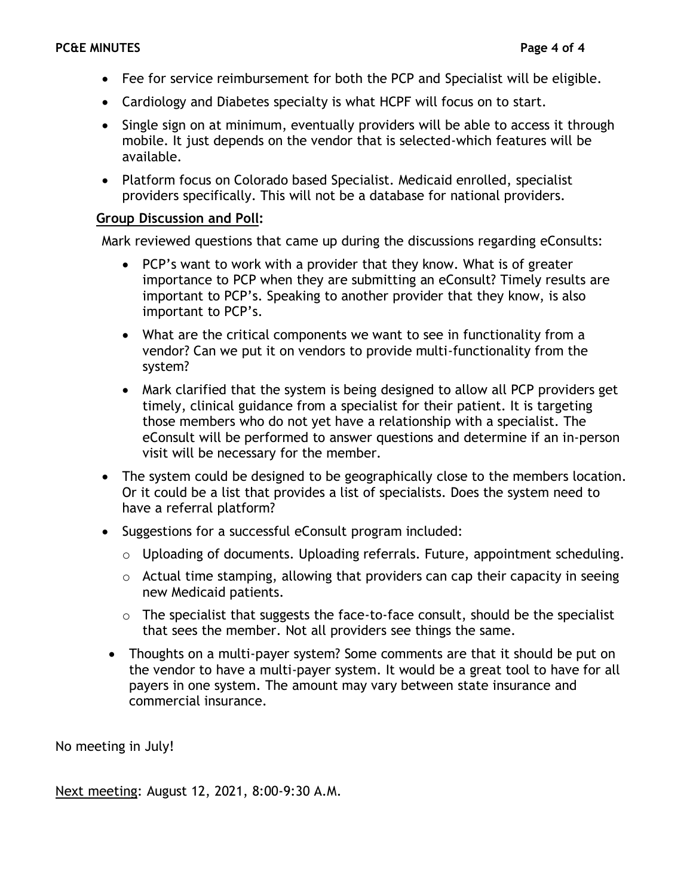- Fee for service reimbursement for both the PCP and Specialist will be eligible.
- Cardiology and Diabetes specialty is what HCPF will focus on to start.
- Single sign on at minimum, eventually providers will be able to access it through mobile. It just depends on the vendor that is selected-which features will be available.
- Platform focus on Colorado based Specialist. Medicaid enrolled, specialist providers specifically. This will not be a database for national providers.

**Group Discussion and Poll:**

Mark reviewed questions that came up during the discussions regarding eConsults:

- PCP's want to work with a provider that they know. What is of greater importance to PCP when they are submitting an eConsult? Timely results are important to PCP's. Speaking to another provider that they know, is also important to PCP's.
- What are the critical components we want to see in functionality from a vendor? Can we put it on vendors to provide multi-functionality from the system?
- Mark clarified that the system is being designed to allow all PCP providers get timely, clinical guidance from a specialist for their patient. It is targeting those members who do not yet have a relationship with a specialist. The eConsult will be performed to answer questions and determine if an in-person visit will be necessary for the member.

- The system could be designed to be geographically close to the members location. Or it could be a list that provides a list of specialists. Does the system need to have a referral platform?
- Suggestions for a successful eConsult program included:
  - Uploading of documents. Uploading referrals. Future, appointment scheduling.
  - Actual time stamping, allowing that providers can cap their capacity in seeing new Medicaid patients.
  - The specialist that suggests the face-to-face consult, should be the specialist that sees the member. Not all providers see things the same.
- Thoughts on a multi-payer system? Some comments are that it should be put on the vendor to have a multi-payer system. It would be a great tool to have for all payers in one system. The amount may vary between state insurance and commercial insurance.

No meeting in July!

Next meeting: August 12, 2021, 8:00-9:30 A.M.